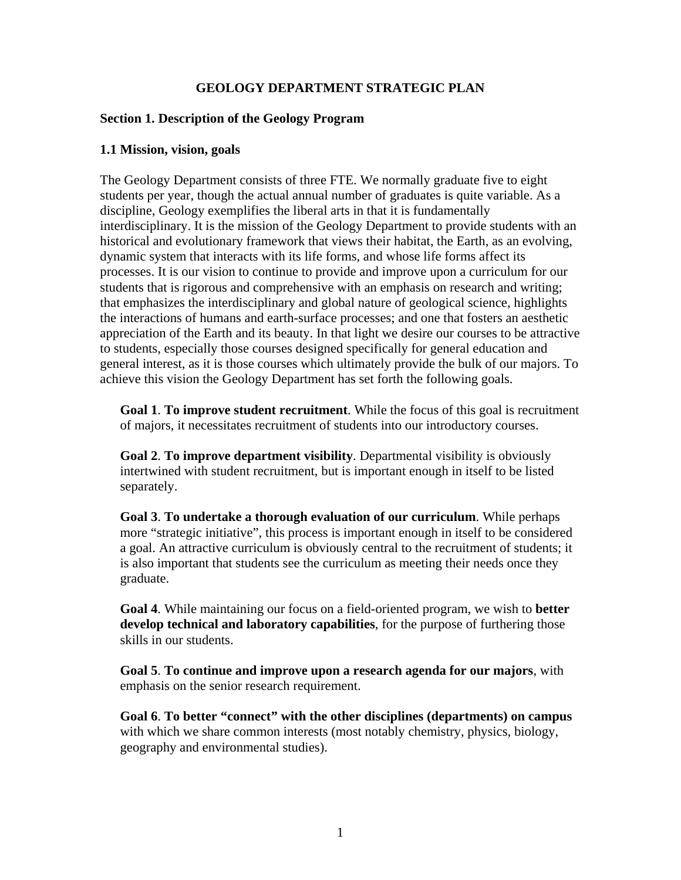# GEOLOGY DEPARTMENT STRATEGIC PLAN

## Section 1. Description of the Geology Program

### 1.1 Mission, vision, goals

The Geology Department consists of three FTE. We normally graduate five to eight students per year, though the actual annual number of graduates is quite variable. As a discipline, Geology exemplifies the liberal arts in that it is fundamentally interdisciplinary. It is the mission of the Geology Department to provide students with an historical and evolutionary framework that views their habitat, the Earth, as an evolving, dynamic system that interacts with its life forms, and whose life forms affect its processes. It is our vision to continue to provide and improve upon a curriculum for our students that is rigorous and comprehensive with an emphasis on research and writing; that emphasizes the interdisciplinary and global nature of geological science, highlights the interactions of humans and earth-surface processes; and one that fosters an aesthetic appreciation of the Earth and its beauty. In that light we desire our courses to be attractive to students, especially those courses designed specifically for general education and general interest, as it is those courses which ultimately provide the bulk of our majors. To achieve this vision the Geology Department has set forth the following goals.

**Goal 1**. **To improve student recruitment**. While the focus of this goal is recruitment of majors, it necessitates recruitment of students into our introductory courses.

**Goal 2**. **To improve department visibility**. Departmental visibility is obviously intertwined with student recruitment, but is important enough in itself to be listed separately.

**Goal 3**. **To undertake a thorough evaluation of our curriculum**. While perhaps more "strategic initiative", this process is important enough in itself to be considered a goal. An attractive curriculum is obviously central to the recruitment of students; it is also important that students see the curriculum as meeting their needs once they graduate.

**Goal 4**. While maintaining our focus on a field-oriented program, we wish to **better develop technical and laboratory capabilities**, for the purpose of furthering those skills in our students.

**Goal 5**. **To continue and improve upon a research agenda for our majors**, with emphasis on the senior research requirement.

**Goal 6**. **To better "connect" with the other disciplines (departments) on campus** with which we share common interests (most notably chemistry, physics, biology, geography and environmental studies).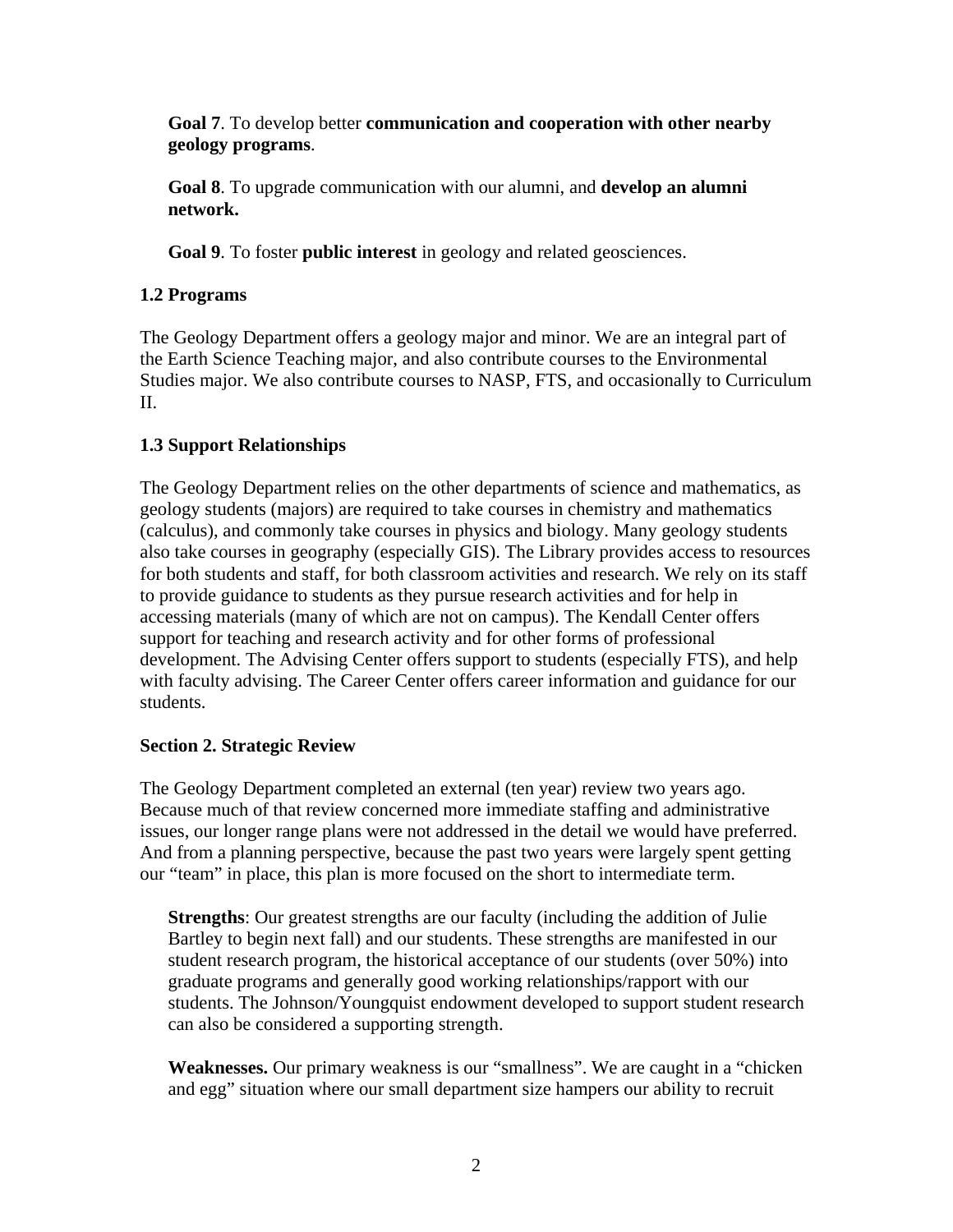**Goal 7**. To develop better **communication and cooperation with other nearby geology programs**.

**Goal 8**. To upgrade communication with our alumni, and **develop an alumni network.**

**Goal 9**. To foster **public interest** in geology and related geosciences.

### 1.2 Programs

The Geology Department offers a geology major and minor. We are an integral part of the Earth Science Teaching major, and also contribute courses to the Environmental Studies major. We also contribute courses to NASP, FTS, and occasionally to Curriculum II.

### 1.3 Support Relationships

The Geology Department relies on the other departments of science and mathematics, as geology students (majors) are required to take courses in chemistry and mathematics (calculus), and commonly take courses in physics and biology. Many geology students also take courses in geography (especially GIS). The Library provides access to resources for both students and staff, for both classroom activities and research. We rely on its staff to provide guidance to students as they pursue research activities and for help in accessing materials (many of which are not on campus). The Kendall Center offers support for teaching and research activity and for other forms of professional development. The Advising Center offers support to students (especially FTS), and help with faculty advising. The Career Center offers career information and guidance for our students.

## Section 2. Strategic Review

The Geology Department completed an external (ten year) review two years ago. Because much of that review concerned more immediate staffing and administrative issues, our longer range plans were not addressed in the detail we would have preferred. And from a planning perspective, because the past two years were largely spent getting our "team" in place, this plan is more focused on the short to intermediate term.

**Strengths**: Our greatest strengths are our faculty (including the addition of Julie Bartley to begin next fall) and our students. These strengths are manifested in our student research program, the historical acceptance of our students (over 50%) into graduate programs and generally good working relationships/rapport with our students. The Johnson/Youngquist endowment developed to support student research can also be considered a supporting strength.

**Weaknesses.** Our primary weakness is our "smallness". We are caught in a "chicken and egg" situation where our small department size hampers our ability to recruit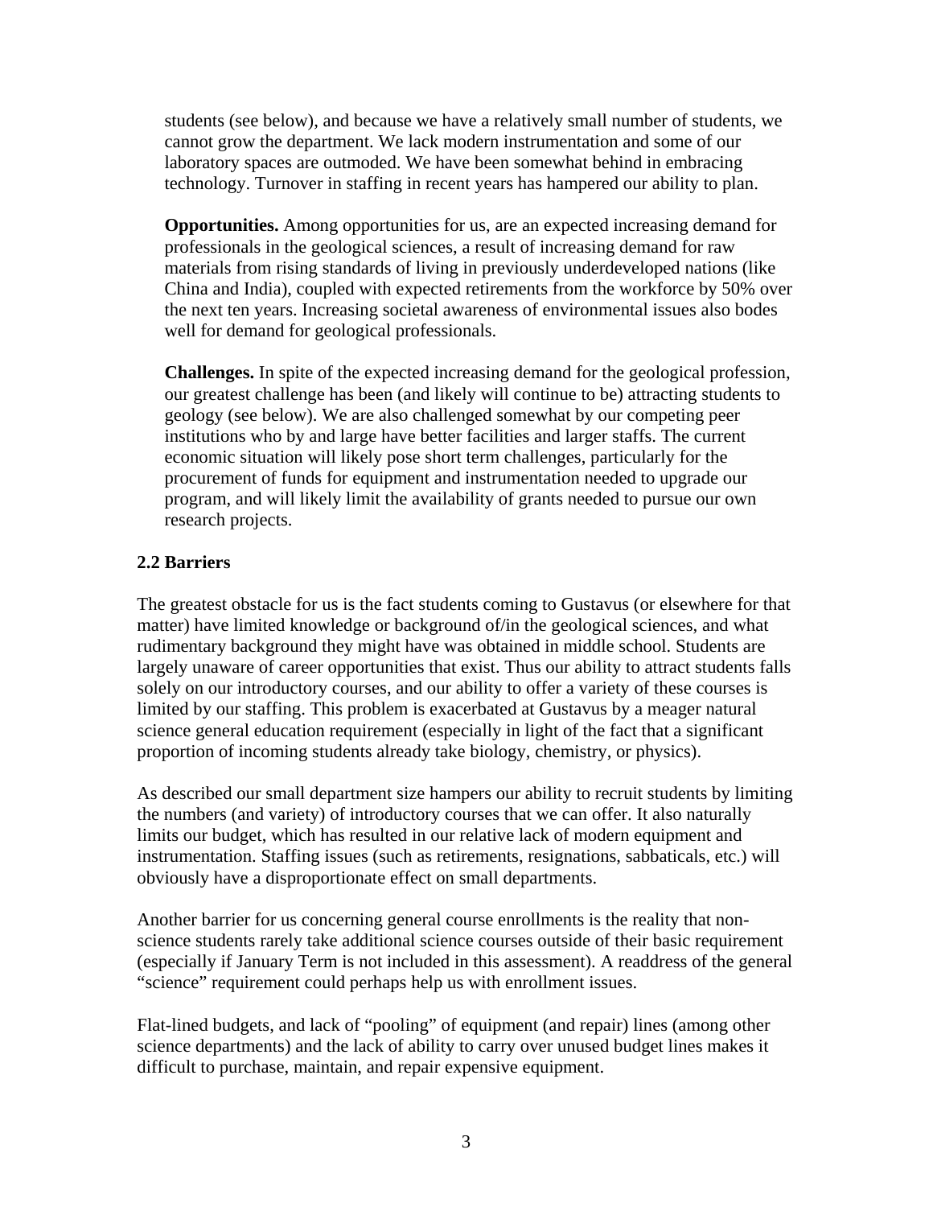students (see below), and because we have a relatively small number of students, we cannot grow the department. We lack modern instrumentation and some of our laboratory spaces are outmoded. We have been somewhat behind in embracing technology. Turnover in staffing in recent years has hampered our ability to plan.

**Opportunities.** Among opportunities for us, are an expected increasing demand for professionals in the geological sciences, a result of increasing demand for raw materials from rising standards of living in previously underdeveloped nations (like China and India), coupled with expected retirements from the workforce by 50% over the next ten years. Increasing societal awareness of environmental issues also bodes well for demand for geological professionals.

**Challenges.** In spite of the expected increasing demand for the geological profession, our greatest challenge has been (and likely will continue to be) attracting students to geology (see below). We are also challenged somewhat by our competing peer institutions who by and large have better facilities and larger staffs. The current economic situation will likely pose short term challenges, particularly for the procurement of funds for equipment and instrumentation needed to upgrade our program, and will likely limit the availability of grants needed to pursue our own research projects.

### 2.2 Barriers

The greatest obstacle for us is the fact students coming to Gustavus (or elsewhere for that matter) have limited knowledge or background of/in the geological sciences, and what rudimentary background they might have was obtained in middle school. Students are largely unaware of career opportunities that exist. Thus our ability to attract students falls solely on our introductory courses, and our ability to offer a variety of these courses is limited by our staffing. This problem is exacerbated at Gustavus by a meager natural science general education requirement (especially in light of the fact that a significant proportion of incoming students already take biology, chemistry, or physics).

As described our small department size hampers our ability to recruit students by limiting the numbers (and variety) of introductory courses that we can offer. It also naturally limits our budget, which has resulted in our relative lack of modern equipment and instrumentation. Staffing issues (such as retirements, resignations, sabbaticals, etc.) will obviously have a disproportionate effect on small departments.

Another barrier for us concerning general course enrollments is the reality that non-science students rarely take additional science courses outside of their basic requirement (especially if January Term is not included in this assessment). A readdress of the general "science" requirement could perhaps help us with enrollment issues.

Flat-lined budgets, and lack of "pooling" of equipment (and repair) lines (among other science departments) and the lack of ability to carry over unused budget lines makes it difficult to purchase, maintain, and repair expensive equipment.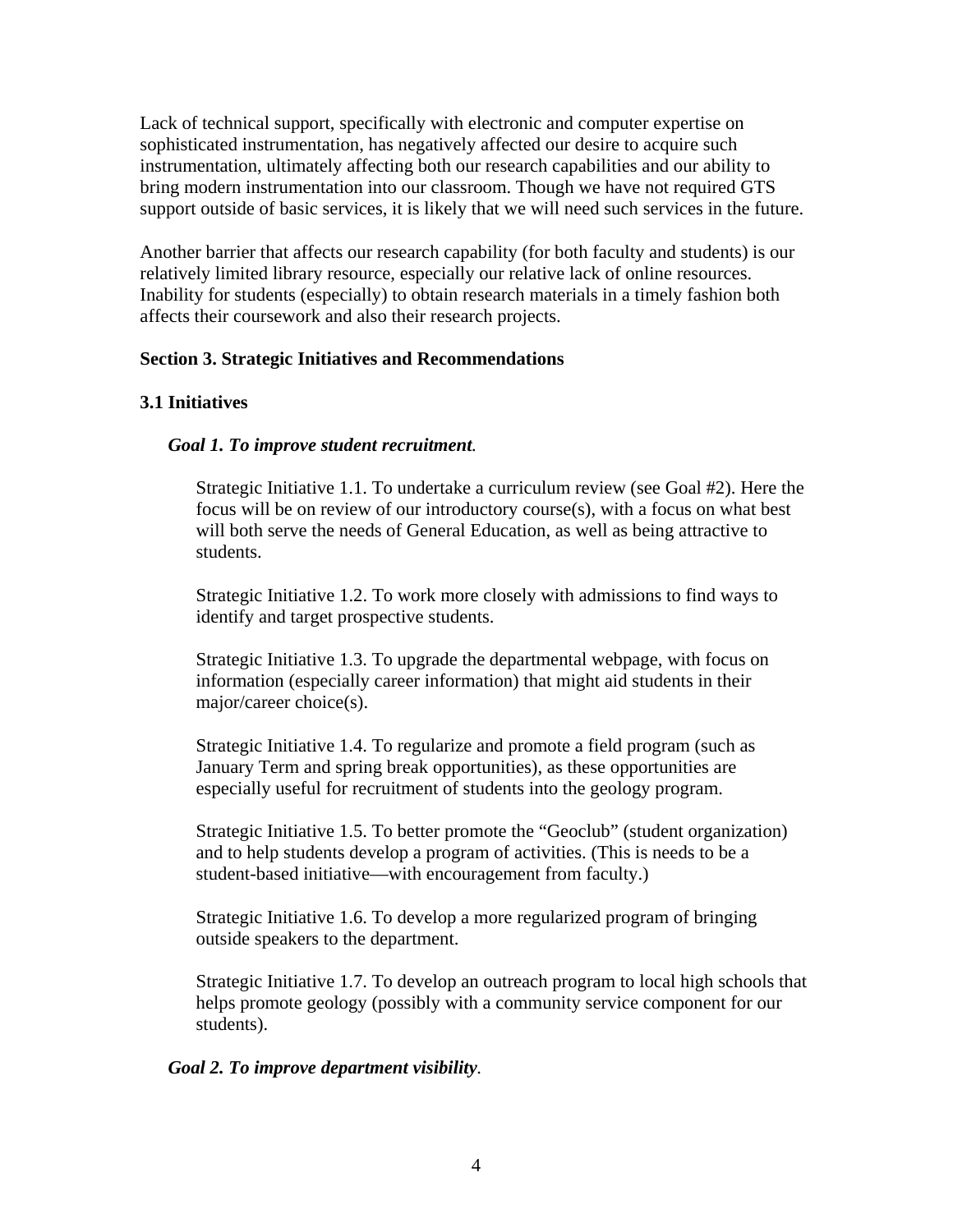Lack of technical support, specifically with electronic and computer expertise on sophisticated instrumentation, has negatively affected our desire to acquire such instrumentation, ultimately affecting both our research capabilities and our ability to bring modern instrumentation into our classroom. Though we have not required GTS support outside of basic services, it is likely that we will need such services in the future.

Another barrier that affects our research capability (for both faculty and students) is our relatively limited library resource, especially our relative lack of online resources. Inability for students (especially) to obtain research materials in a timely fashion both affects their coursework and also their research projects.

## Section 3. Strategic Initiatives and Recommendations

### 3.1 Initiatives

***Goal 1. To improve student recruitment*.**

Strategic Initiative 1.1. To undertake a curriculum review (see Goal #2). Here the focus will be on review of our introductory course(s), with a focus on what best will both serve the needs of General Education, as well as being attractive to students.

Strategic Initiative 1.2. To work more closely with admissions to find ways to identify and target prospective students.

Strategic Initiative 1.3. To upgrade the departmental webpage, with focus on information (especially career information) that might aid students in their major/career choice(s).

Strategic Initiative 1.4. To regularize and promote a field program (such as January Term and spring break opportunities), as these opportunities are especially useful for recruitment of students into the geology program.

Strategic Initiative 1.5. To better promote the "Geoclub" (student organization) and to help students develop a program of activities. (This is needs to be a student-based initiative—with encouragement from faculty.)

Strategic Initiative 1.6. To develop a more regularized program of bringing outside speakers to the department.

Strategic Initiative 1.7. To develop an outreach program to local high schools that helps promote geology (possibly with a community service component for our students).

***Goal 2. To improve department visibility*.**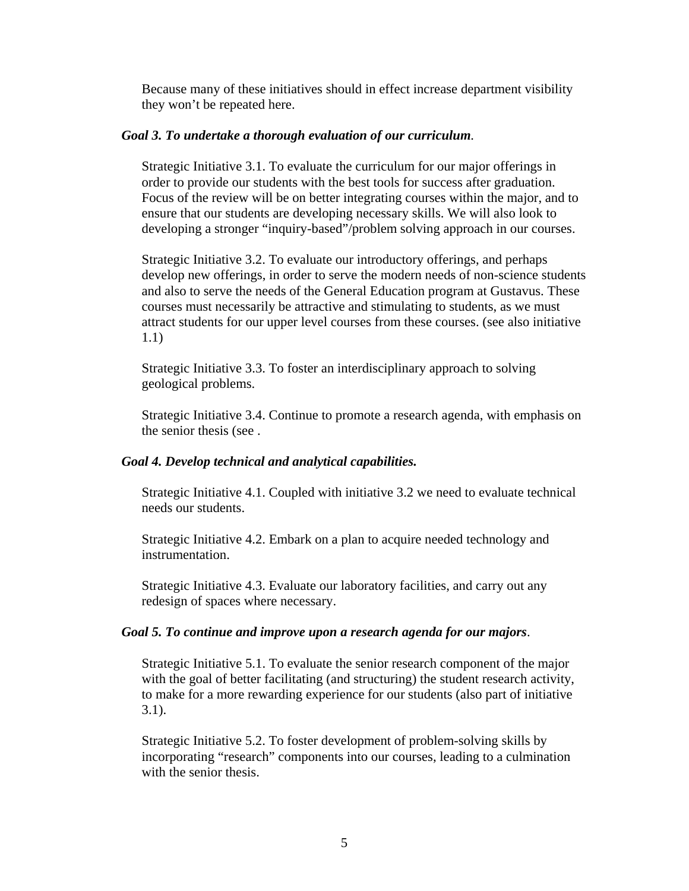Because many of these initiatives should in effect increase department visibility they won't be repeated here.

***Goal 3. To undertake a thorough evaluation of our curriculum***.

Strategic Initiative 3.1. To evaluate the curriculum for our major offerings in order to provide our students with the best tools for success after graduation. Focus of the review will be on better integrating courses within the major, and to ensure that our students are developing necessary skills. We will also look to developing a stronger "inquiry-based"/problem solving approach in our courses.

Strategic Initiative 3.2. To evaluate our introductory offerings, and perhaps develop new offerings, in order to serve the modern needs of non-science students and also to serve the needs of the General Education program at Gustavus. These courses must necessarily be attractive and stimulating to students, as we must attract students for our upper level courses from these courses. (see also initiative 1.1)

Strategic Initiative 3.3. To foster an interdisciplinary approach to solving geological problems.

Strategic Initiative 3.4. Continue to promote a research agenda, with emphasis on the senior thesis (see .

***Goal 4. Develop technical and analytical capabilities.***

Strategic Initiative 4.1. Coupled with initiative 3.2 we need to evaluate technical needs our students.

Strategic Initiative 4.2. Embark on a plan to acquire needed technology and instrumentation.

Strategic Initiative 4.3. Evaluate our laboratory facilities, and carry out any redesign of spaces where necessary.

***Goal 5. To continue and improve upon a research agenda for our majors***.

Strategic Initiative 5.1. To evaluate the senior research component of the major with the goal of better facilitating (and structuring) the student research activity, to make for a more rewarding experience for our students (also part of initiative 3.1).

Strategic Initiative 5.2. To foster development of problem-solving skills by incorporating "research" components into our courses, leading to a culmination with the senior thesis.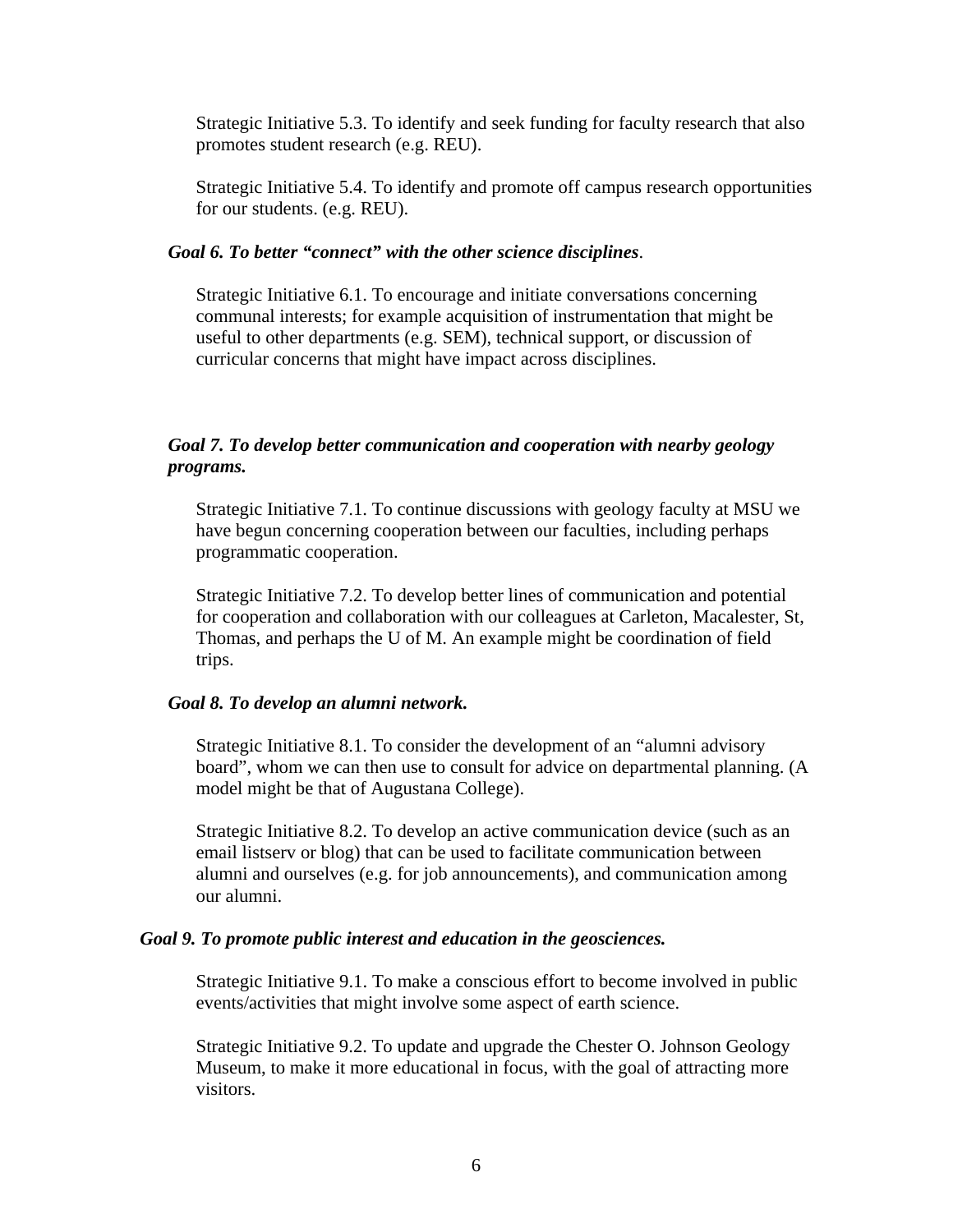Strategic Initiative 5.3. To identify and seek funding for faculty research that also promotes student research (e.g. REU).

Strategic Initiative 5.4. To identify and promote off campus research opportunities for our students. (e.g. REU).

***Goal 6. To better "connect" with the other science disciplines***.

Strategic Initiative 6.1. To encourage and initiate conversations concerning communal interests; for example acquisition of instrumentation that might be useful to other departments (e.g. SEM), technical support, or discussion of curricular concerns that might have impact across disciplines.

***Goal 7. To develop better communication and cooperation with nearby geology programs.***

Strategic Initiative 7.1. To continue discussions with geology faculty at MSU we have begun concerning cooperation between our faculties, including perhaps programmatic cooperation.

Strategic Initiative 7.2. To develop better lines of communication and potential for cooperation and collaboration with our colleagues at Carleton, Macalester, St, Thomas, and perhaps the U of M. An example might be coordination of field trips.

***Goal 8. To develop an alumni network.***

Strategic Initiative 8.1. To consider the development of an "alumni advisory board", whom we can then use to consult for advice on departmental planning. (A model might be that of Augustana College).

Strategic Initiative 8.2. To develop an active communication device (such as an email listserv or blog) that can be used to facilitate communication between alumni and ourselves (e.g. for job announcements), and communication among our alumni.

***Goal 9. To promote public interest and education in the geosciences.***

Strategic Initiative 9.1. To make a conscious effort to become involved in public events/activities that might involve some aspect of earth science.

Strategic Initiative 9.2. To update and upgrade the Chester O. Johnson Geology Museum, to make it more educational in focus, with the goal of attracting more visitors.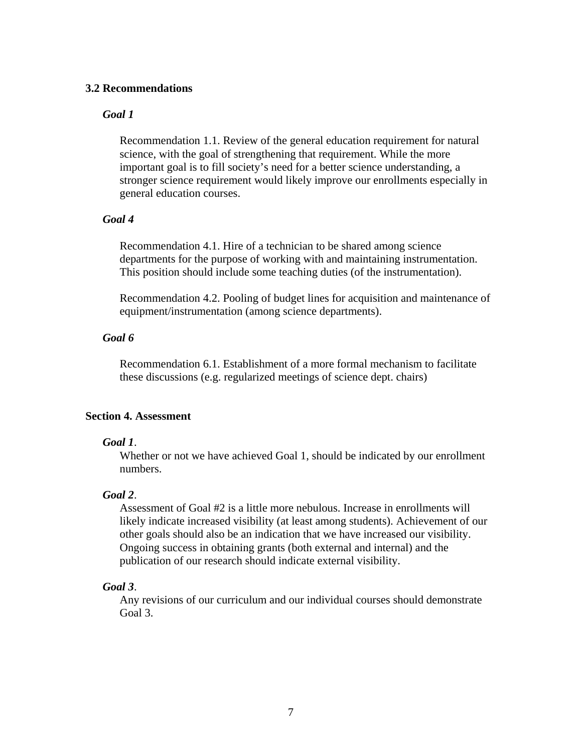### 3.2 Recommendations

***Goal 1***

Recommendation 1.1. Review of the general education requirement for natural science, with the goal of strengthening that requirement. While the more important goal is to fill society's need for a better science understanding, a stronger science requirement would likely improve our enrollments especially in general education courses.

***Goal 4***

Recommendation 4.1. Hire of a technician to be shared among science departments for the purpose of working with and maintaining instrumentation. This position should include some teaching duties (of the instrumentation).

Recommendation 4.2. Pooling of budget lines for acquisition and maintenance of equipment/instrumentation (among science departments).

***Goal 6***

Recommendation 6.1. Establishment of a more formal mechanism to facilitate these discussions (e.g. regularized meetings of science dept. chairs)

## Section 4. Assessment

***Goal 1***.

Whether or not we have achieved Goal 1, should be indicated by our enrollment numbers.

***Goal 2***.

Assessment of Goal #2 is a little more nebulous. Increase in enrollments will likely indicate increased visibility (at least among students). Achievement of our other goals should also be an indication that we have increased our visibility. Ongoing success in obtaining grants (both external and internal) and the publication of our research should indicate external visibility.

***Goal 3***.

Any revisions of our curriculum and our individual courses should demonstrate Goal 3.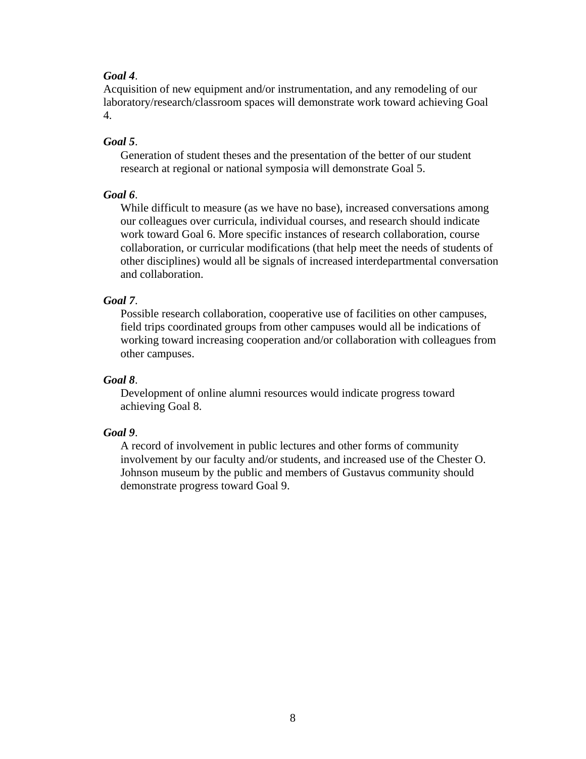***Goal 4***.

Acquisition of new equipment and/or instrumentation, and any remodeling of our laboratory/research/classroom spaces will demonstrate work toward achieving Goal 4.

***Goal 5***.

Generation of student theses and the presentation of the better of our student research at regional or national symposia will demonstrate Goal 5.

***Goal 6***.

While difficult to measure (as we have no base), increased conversations among our colleagues over curricula, individual courses, and research should indicate work toward Goal 6. More specific instances of research collaboration, course collaboration, or curricular modifications (that help meet the needs of students of other disciplines) would all be signals of increased interdepartmental conversation and collaboration.

***Goal 7***.

Possible research collaboration, cooperative use of facilities on other campuses, field trips coordinated groups from other campuses would all be indications of working toward increasing cooperation and/or collaboration with colleagues from other campuses.

***Goal 8***.

Development of online alumni resources would indicate progress toward achieving Goal 8.

***Goal 9***.

A record of involvement in public lectures and other forms of community involvement by our faculty and/or students, and increased use of the Chester O. Johnson museum by the public and members of Gustavus community should demonstrate progress toward Goal 9.